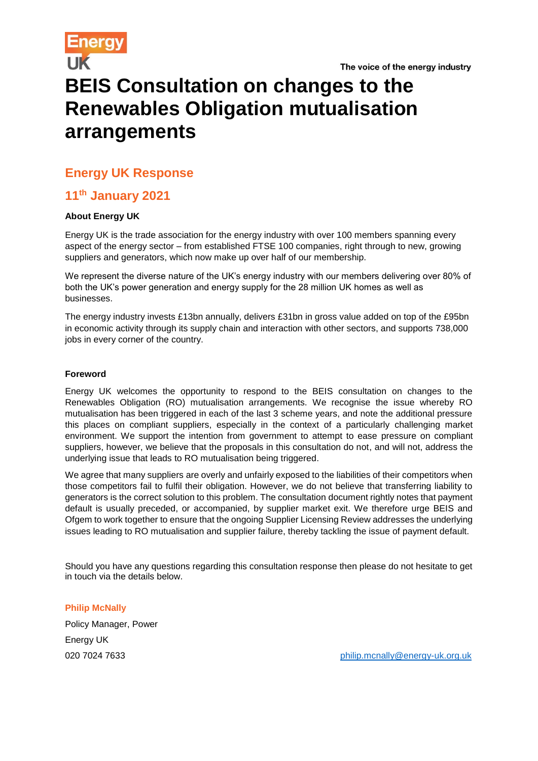Energy UK

The voice of the energy industry

# BEIS Consultation on changes to the Renewables Obligation mutualisation arrangements

## Energy UK Response

## 11th January 2021

**About Energy UK**

Energy UK is the trade association for the energy industry with over 100 members spanning every aspect of the energy sector – from established FTSE 100 companies, right through to new, growing suppliers and generators, which now make up over half of our membership.

We represent the diverse nature of the UK's energy industry with our members delivering over 80% of both the UK's power generation and energy supply for the 28 million UK homes as well as businesses.

The energy industry invests £13bn annually, delivers £31bn in gross value added on top of the £95bn in economic activity through its supply chain and interaction with other sectors, and supports 738,000 jobs in every corner of the country.

**Foreword**

Energy UK welcomes the opportunity to respond to the BEIS consultation on changes to the Renewables Obligation (RO) mutualisation arrangements. We recognise the issue whereby RO mutualisation has been triggered in each of the last 3 scheme years, and note the additional pressure this places on compliant suppliers, especially in the context of a particularly challenging market environment. We support the intention from government to attempt to ease pressure on compliant suppliers, however, we believe that the proposals in this consultation do not, and will not, address the underlying issue that leads to RO mutualisation being triggered.

We agree that many suppliers are overly and unfairly exposed to the liabilities of their competitors when those competitors fail to fulfil their obligation. However, we do not believe that transferring liability to generators is the correct solution to this problem. The consultation document rightly notes that payment default is usually preceded, or accompanied, by supplier market exit. We therefore urge BEIS and Ofgem to work together to ensure that the ongoing Supplier Licensing Review addresses the underlying issues leading to RO mutualisation and supplier failure, thereby tackling the issue of payment default.

Should you have any questions regarding this consultation response then please do not hesitate to get in touch via the details below.

**Philip McNally**

Policy Manager, Power

Energy UK

020 7024 7633

philip.mcnally@energy-uk.org.uk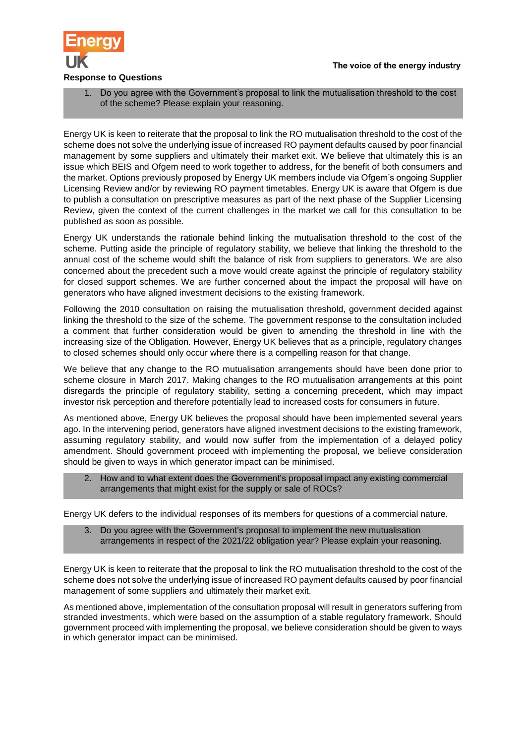**Response to Questions**

1. Do you agree with the Government's proposal to link the mutualisation threshold to the cost of the scheme? Please explain your reasoning.

Energy UK is keen to reiterate that the proposal to link the RO mutualisation threshold to the cost of the scheme does not solve the underlying issue of increased RO payment defaults caused by poor financial management by some suppliers and ultimately their market exit. We believe that ultimately this is an issue which BEIS and Ofgem need to work together to address, for the benefit of both consumers and the market. Options previously proposed by Energy UK members include via Ofgem's ongoing Supplier Licensing Review and/or by reviewing RO payment timetables. Energy UK is aware that Ofgem is due to publish a consultation on prescriptive measures as part of the next phase of the Supplier Licensing Review, given the context of the current challenges in the market we call for this consultation to be published as soon as possible.

Energy UK understands the rationale behind linking the mutualisation threshold to the cost of the scheme. Putting aside the principle of regulatory stability, we believe that linking the threshold to the annual cost of the scheme would shift the balance of risk from suppliers to generators. We are also concerned about the precedent such a move would create against the principle of regulatory stability for closed support schemes. We are further concerned about the impact the proposal will have on generators who have aligned investment decisions to the existing framework.

Following the 2010 consultation on raising the mutualisation threshold, government decided against linking the threshold to the size of the scheme. The government response to the consultation included a comment that further consideration would be given to amending the threshold in line with the increasing size of the Obligation. However, Energy UK believes that as a principle, regulatory changes to closed schemes should only occur where there is a compelling reason for that change.

We believe that any change to the RO mutualisation arrangements should have been done prior to scheme closure in March 2017. Making changes to the RO mutualisation arrangements at this point disregards the principle of regulatory stability, setting a concerning precedent, which may impact investor risk perception and therefore potentially lead to increased costs for consumers in future.

As mentioned above, Energy UK believes the proposal should have been implemented several years ago. In the intervening period, generators have aligned investment decisions to the existing framework, assuming regulatory stability, and would now suffer from the implementation of a delayed policy amendment. Should government proceed with implementing the proposal, we believe consideration should be given to ways in which generator impact can be minimised.

2. How and to what extent does the Government's proposal impact any existing commercial arrangements that might exist for the supply or sale of ROCs?

Energy UK defers to the individual responses of its members for questions of a commercial nature.

3. Do you agree with the Government's proposal to implement the new mutualisation arrangements in respect of the 2021/22 obligation year? Please explain your reasoning.

Energy UK is keen to reiterate that the proposal to link the RO mutualisation threshold to the cost of the scheme does not solve the underlying issue of increased RO payment defaults caused by poor financial management of some suppliers and ultimately their market exit.

As mentioned above, implementation of the consultation proposal will result in generators suffering from stranded investments, which were based on the assumption of a stable regulatory framework. Should government proceed with implementing the proposal, we believe consideration should be given to ways in which generator impact can be minimised.